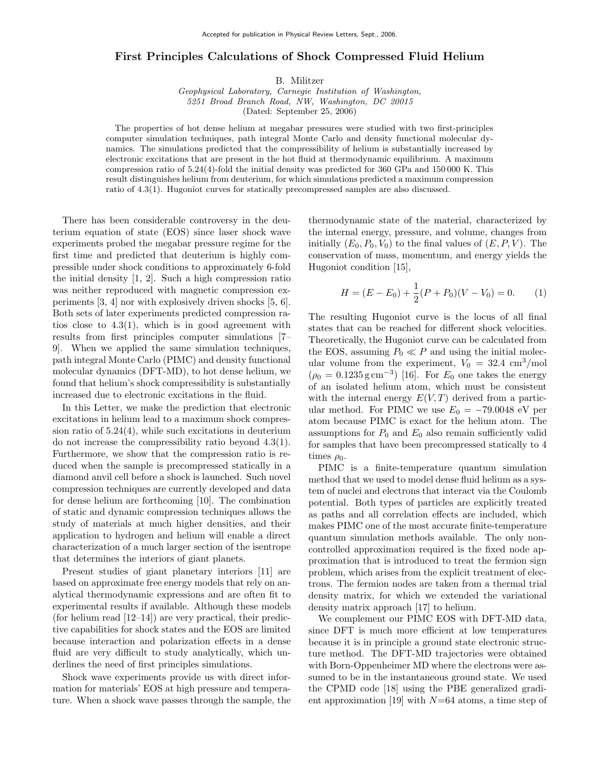Accepted for publication in Physical Review Letters, Sept., 2006.

# First Principles Calculations of Shock Compressed Fluid Helium

B. Militzer

*Geophysical Laboratory, Carnegie Institution of Washington, 5251 Broad Branch Road, NW, Washington, DC 20015*

(Dated: September 25, 2006)

The properties of hot dense helium at megabar pressures were studied with two first-principles computer simulation techniques, path integral Monte Carlo and density functional molecular dynamics. The simulations predicted that the compressibility of helium is substantially increased by electronic excitations that are present in the hot fluid at thermodynamic equilibrium. A maximum compression ratio of 5.24(4)-fold the initial density was predicted for 360 GPa and 150 000 K. This result distinguishes helium from deuterium, for which simulations predicted a maximum compression ratio of 4.3(1). Hugoniot curves for statically precompressed samples are also discussed.

There has been considerable controversy in the deuterium equation of state (EOS) since laser shock wave experiments probed the megabar pressure regime for the first time and predicted that deuterium is highly compressible under shock conditions to approximately 6-fold the initial density [1, 2]. Such a high compression ratio was neither reproduced with magnetic compression experiments [3, 4] nor with explosively driven shocks [5, 6]. Both sets of later experiments predicted compression ratios close to 4.3(1), which is in good agreement with results from first principles computer simulations [7–9]. When we applied the same simulation techniques, path integral Monte Carlo (PIMC) and density functional molecular dynamics (DFT-MD), to hot dense helium, we found that helium's shock compressibility is substantially increased due to electronic excitations in the fluid.

In this Letter, we make the prediction that electronic excitations in helium lead to a maximum shock compression ratio of 5.24(4), while such excitations in deuterium do not increase the compressibility ratio beyond 4.3(1). Furthermore, we show that the compression ratio is reduced when the sample is precompressed statically in a diamond anvil cell before a shock is launched. Such novel compression techniques are currently developed and data for dense helium are forthcoming [10]. The combination of static and dynamic compression techniques allows the study of materials at much higher densities, and their application to hydrogen and helium will enable a direct characterization of a much larger section of the isentrope that determines the interiors of giant planets.

Present studies of giant planetary interiors [11] are based on approximate free energy models that rely on analytical thermodynamic expressions and are often fit to experimental results if available. Although these models (for helium read [12–14]) are very practical, their predictive capabilities for shock states and the EOS are limited because interaction and polarization effects in a dense fluid are very difficult to study analytically, which underlines the need of first principles simulations.

Shock wave experiments provide us with direct information for materials' EOS at high pressure and temperature. When a shock wave passes through the sample, the thermodynamic state of the material, characterized by the internal energy, pressure, and volume, changes from initially $(E_0, P_0, V_0)$ to the final values of $(E, P, V)$. The conservation of mass, momentum, and energy yields the Hugoniot condition [15],

$$H = (E - E_0) + \frac{1}{2}(P + P_0)(V - V_0) = 0. \qquad (1)$$

The resulting Hugoniot curve is the locus of all final states that can be reached for different shock velocities. Theoretically, the Hugoniot curve can be calculated from the EOS, assuming $P_0 \ll P$ and using the initial molecular volume from the experiment, $V_0 = 32.4$ cm$^3$/mol ($\rho_0 = 0.1235\,\mathrm{g\,cm^{-3}}$) [16]. For $E_0$ one takes the energy of an isolated helium atom, which must be consistent with the internal energy $E(V,T)$ derived from a particular method. For PIMC we use $E_0 = -79.0048$ eV per atom because PIMC is exact for the helium atom. The assumptions for $P_0$ and $E_0$ also remain sufficiently valid for samples that have been precompressed statically to 4 times $\rho_0$.

PIMC is a finite-temperature quantum simulation method that we used to model dense fluid helium as a system of nuclei and electrons that interact via the Coulomb potential. Both types of particles are explicitly treated as paths and all correlation effects are included, which makes PIMC one of the most accurate finite-temperature quantum simulation methods available. The only non-controlled approximation required is the fixed node approximation that is introduced to treat the fermion sign problem, which arises from the explicit treatment of electrons. The fermion nodes are taken from a thermal trial density matrix, for which we extended the variational density matrix approach [17] to helium.

We complement our PIMC EOS with DFT-MD data, since DFT is much more efficient at low temperatures because it is in principle a ground state electronic structure method. The DFT-MD trajectories were obtained with Born-Oppenheimer MD where the electrons were assumed to be in the instantaneous ground state. We used the CPMD code [18] using the PBE generalized gradient approximation [19] with $N$=64 atoms, a time step of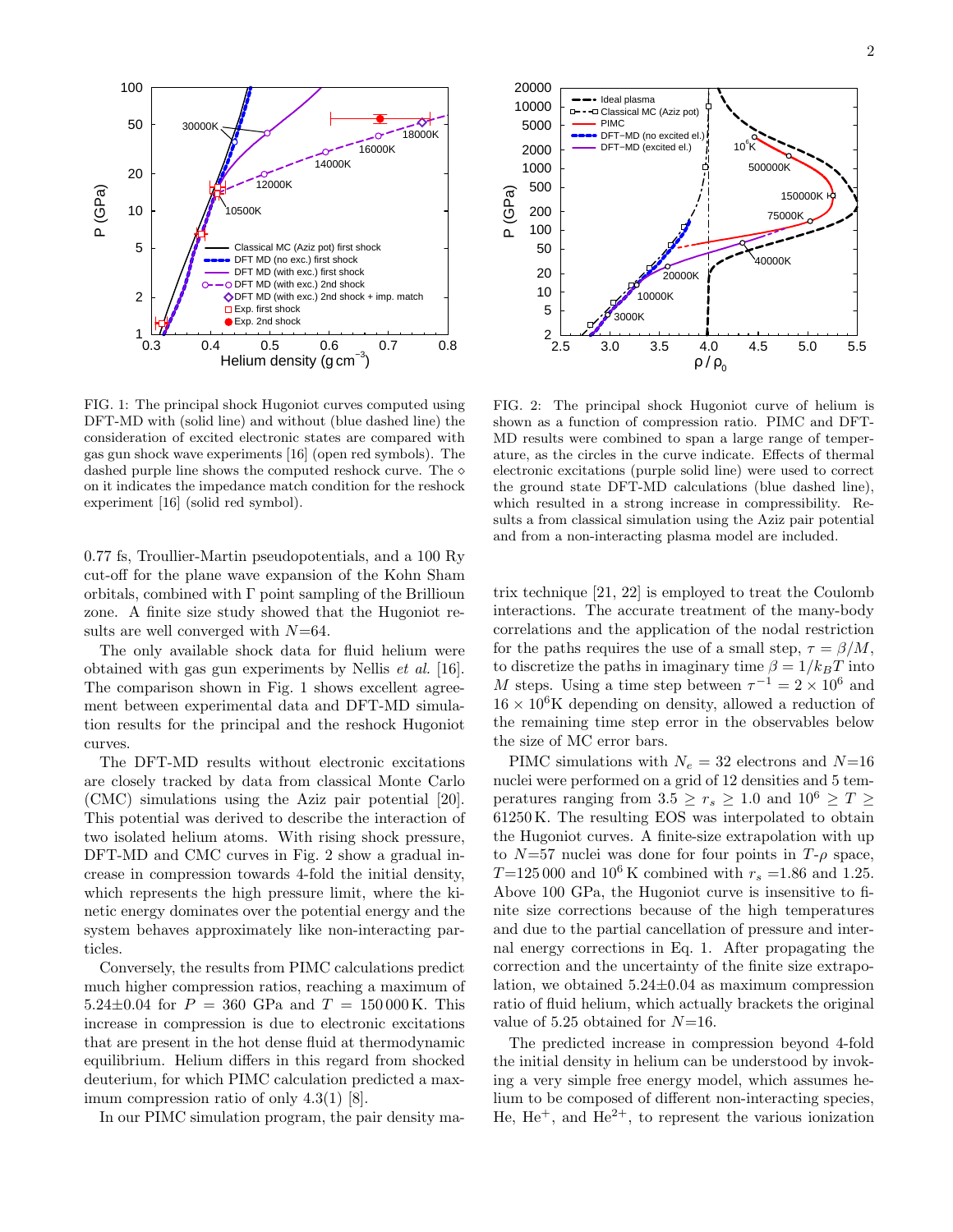FIG. 1: The principal shock Hugoniot curves computed using DFT-MD with (solid line) and without (blue dashed line) the consideration of excited electronic states are compared with gas gun shock wave experiments [16] (open red symbols). The dashed purple line shows the computed reshock curve. The ⋄ on it indicates the impedance match condition for the reshock experiment [16] (solid red symbol).

FIG. 2: The principal shock Hugoniot curve of helium is shown as a function of compression ratio. PIMC and DFT-MD results were combined to span a large range of temperature, as the circles in the curve indicate. Effects of thermal electronic excitations (purple solid line) were used to correct the ground state DFT-MD calculations (blue dashed line), which resulted in a strong increase in compressibility. Results a from classical simulation using the Aziz pair potential and from a non-interacting plasma model are included.

0.77 fs, Troullier-Martin pseudopotentials, and a 100 Ry cut-off for the plane wave expansion of the Kohn Sham orbitals, combined with Γ point sampling of the Brillioun zone. A finite size study showed that the Hugoniot results are well converged with $N$=64.

The only available shock data for fluid helium were obtained with gas gun experiments by Nellis *et al.* [16]. The comparison shown in Fig. 1 shows excellent agreement between experimental data and DFT-MD simulation results for the principal and the reshock Hugoniot curves.

The DFT-MD results without electronic excitations are closely tracked by data from classical Monte Carlo (CMC) simulations using the Aziz pair potential [20]. This potential was derived to describe the interaction of two isolated helium atoms. With rising shock pressure, DFT-MD and CMC curves in Fig. 2 show a gradual increase in compression towards 4-fold the initial density, which represents the high pressure limit, where the kinetic energy dominates over the potential energy and the system behaves approximately like non-interacting particles.

Conversely, the results from PIMC calculations predict much higher compression ratios, reaching a maximum of 5.24±0.04 for $P$ = 360 GPa and $T$ = 150 000 K. This increase in compression is due to electronic excitations that are present in the hot dense fluid at thermodynamic equilibrium. Helium differs in this regard from shocked deuterium, for which PIMC calculation predicted a maximum compression ratio of only 4.3(1) [8].

In our PIMC simulation program, the pair density matrix technique [21, 22] is employed to treat the Coulomb interactions. The accurate treatment of the many-body correlations and the application of the nodal restriction for the paths requires the use of a small step, $\tau = \beta/M$, to discretize the paths in imaginary time $\beta = 1/k_B T$ into $M$ steps. Using a time step between $\tau^{-1} = 2\times10^6$ and $16\times10^6$K depending on density, allowed a reduction of the remaining time step error in the observables below the size of MC error bars.

PIMC simulations with $N_e$ = 32 electrons and $N$=16 nuclei were performed on a grid of 12 densities and 5 temperatures ranging from $3.5 \geq r_s \geq 1.0$ and $10^6 \geq T \geq$ 61250 K. The resulting EOS was interpolated to obtain the Hugoniot curves. A finite-size extrapolation with up to $N$=57 nuclei was done for four points in $T$-$\rho$ space, $T$=125 000 and $10^6$ K combined with $r_s$ =1.86 and 1.25. Above 100 GPa, the Hugoniot curve is insensitive to finite size corrections because of the high temperatures and due to the partial cancellation of pressure and internal energy corrections in Eq. 1. After propagating the correction and the uncertainty of the finite size extrapolation, we obtained 5.24±0.04 as maximum compression ratio of fluid helium, which actually brackets the original value of 5.25 obtained for $N$=16.

The predicted increase in compression beyond 4-fold the initial density in helium can be understood by invoking a very simple free energy model, which assumes helium to be composed of different non-interacting species, He, $He^{+}$, and $He^{2+}$, to represent the various ionization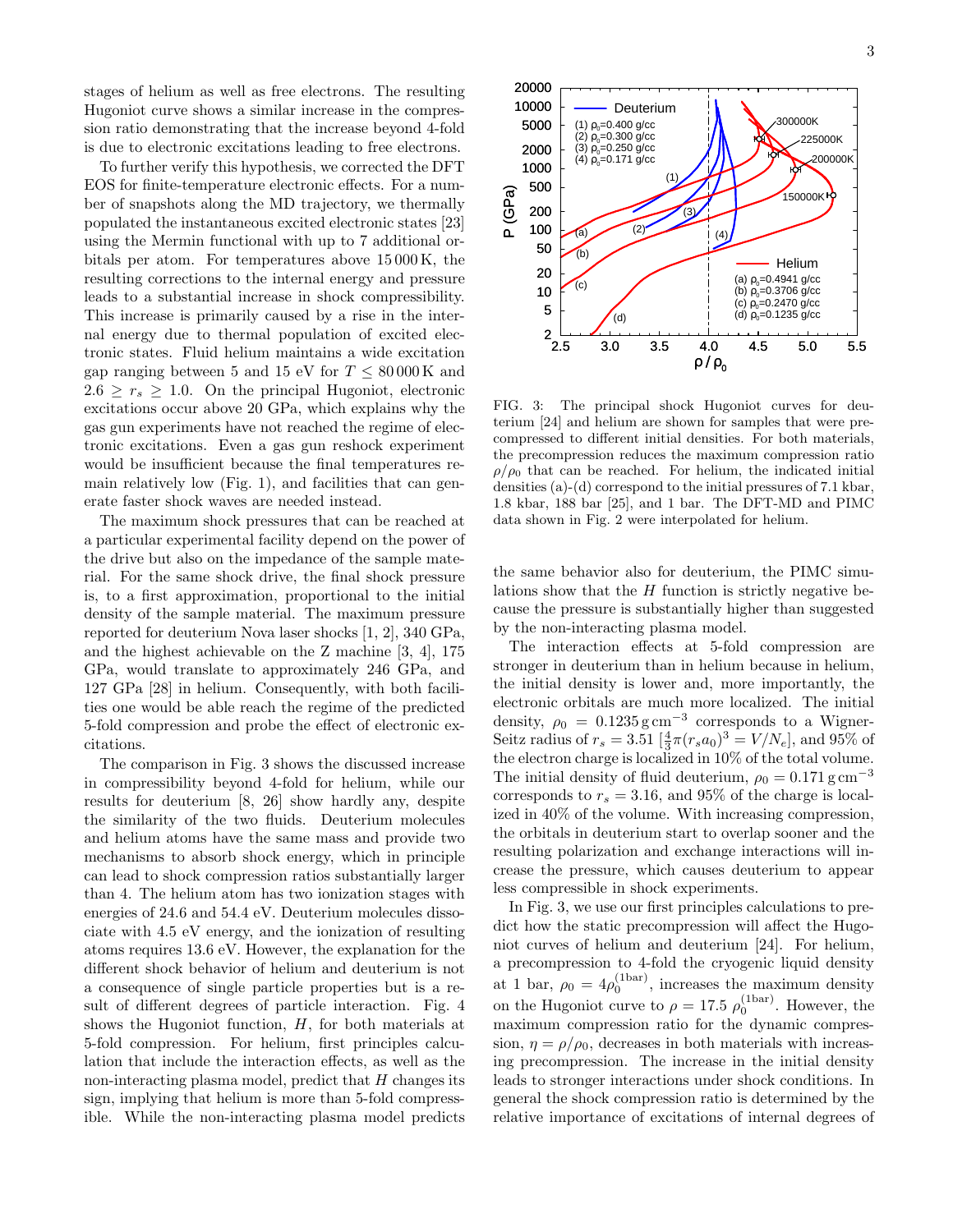stages of helium as well as free electrons. The resulting Hugoniot curve shows a similar increase in the compression ratio demonstrating that the increase beyond 4-fold is due to electronic excitations leading to free electrons.

To further verify this hypothesis, we corrected the DFT EOS for finite-temperature electronic effects. For a number of snapshots along the MD trajectory, we thermally populated the instantaneous excited electronic states [23] using the Mermin functional with up to 7 additional orbitals per atom. For temperatures above 15 000 K, the resulting corrections to the internal energy and pressure leads to a substantial increase in shock compressibility. This increase is primarily caused by a rise in the internal energy due to thermal population of excited electronic states. Fluid helium maintains a wide excitation gap ranging between 5 and 15 eV for $T \leq 80\,000$ K and $2.6 \geq r_s \geq 1.0$. On the principal Hugoniot, electronic excitations occur above 20 GPa, which explains why the gas gun experiments have not reached the regime of electronic excitations. Even a gas gun reshock experiment would be insufficient because the final temperatures remain relatively low (Fig. 1), and facilities that can generate faster shock waves are needed instead.

The maximum shock pressures that can be reached at a particular experimental facility depend on the power of the drive but also on the impedance of the sample material. For the same shock drive, the final shock pressure is, to a first approximation, proportional to the initial density of the sample material. The maximum pressure reported for deuterium Nova laser shocks [1, 2], 340 GPa, and the highest achievable on the Z machine [3, 4], 175 GPa, would translate to approximately 246 GPa, and 127 GPa [28] in helium. Consequently, with both facilities one would be able reach the regime of the predicted 5-fold compression and probe the effect of electronic excitations.

The comparison in Fig. 3 shows the discussed increase in compressibility beyond 4-fold for helium, while our results for deuterium [8, 26] show hardly any, despite the similarity of the two fluids. Deuterium molecules and helium atoms have the same mass and provide two mechanisms to absorb shock energy, which in principle can lead to shock compression ratios substantially larger than 4. The helium atom has two ionization stages with energies of 24.6 and 54.4 eV. Deuterium molecules dissociate with 4.5 eV energy, and the ionization of resulting atoms requires 13.6 eV. However, the explanation for the different shock behavior of helium and deuterium is not a consequence of single particle properties but is a result of different degrees of particle interaction. Fig. 4 shows the Hugoniot function, $H$, for both materials at 5-fold compression. For helium, first principles calculation that include the interaction effects, as well as the non-interacting plasma model, predict that $H$ changes its sign, implying that helium is more than 5-fold compressible. While the non-interacting plasma model predicts the same behavior also for deuterium, the PIMC simulations show that the $H$ function is strictly negative because the pressure is substantially higher than suggested by the non-interacting plasma model.

FIG. 3: The principal shock Hugoniot curves for deuterium [24] and helium are shown for samples that were precompressed to different initial densities. For both materials, the precompression reduces the maximum compression ratio $\rho/\rho_0$ that can be reached. For helium, the indicated initial densities (a)-(d) correspond to the initial pressures of 7.1 kbar, 1.8 kbar, 188 bar [25], and 1 bar. The DFT-MD and PIMC data shown in Fig. 2 were interpolated for helium.

The interaction effects at 5-fold compression are stronger in deuterium than in helium because in helium, the initial density is lower and, more importantly, the electronic orbitals are much more localized. The initial density, $\rho_0 = 0.1235\,\mathrm{g\,cm^{-3}}$ corresponds to a Wigner-Seitz radius of $r_s = 3.51$ [$\frac{4}{3}\pi(r_s a_0)^3 = V/N_e$], and 95% of the electron charge is localized in 10% of the total volume. The initial density of fluid deuterium, $\rho_0 = 0.171\,\mathrm{g\,cm^{-3}}$ corresponds to $r_s = 3.16$, and 95% of the charge is localized in 40% of the volume. With increasing compression, the orbitals in deuterium start to overlap sooner and the resulting polarization and exchange interactions will increase the pressure, which causes deuterium to appear less compressible in shock experiments.

In Fig. 3, we use our first principles calculations to predict how the static precompression will affect the Hugoniot curves of helium and deuterium [24]. For helium, a precompression to 4-fold the cryogenic liquid density at 1 bar, $\rho_0 = 4\rho_0^{(1\mathrm{bar})}$, increases the maximum density on the Hugoniot curve to $\rho = 17.5\ \rho_0^{(1\mathrm{bar})}$. However, the maximum compression ratio for the dynamic compression, $\eta = \rho/\rho_0$, decreases in both materials with increasing precompression. The increase in the initial density leads to stronger interactions under shock conditions. In general the shock compression ratio is determined by the relative importance of excitations of internal degrees of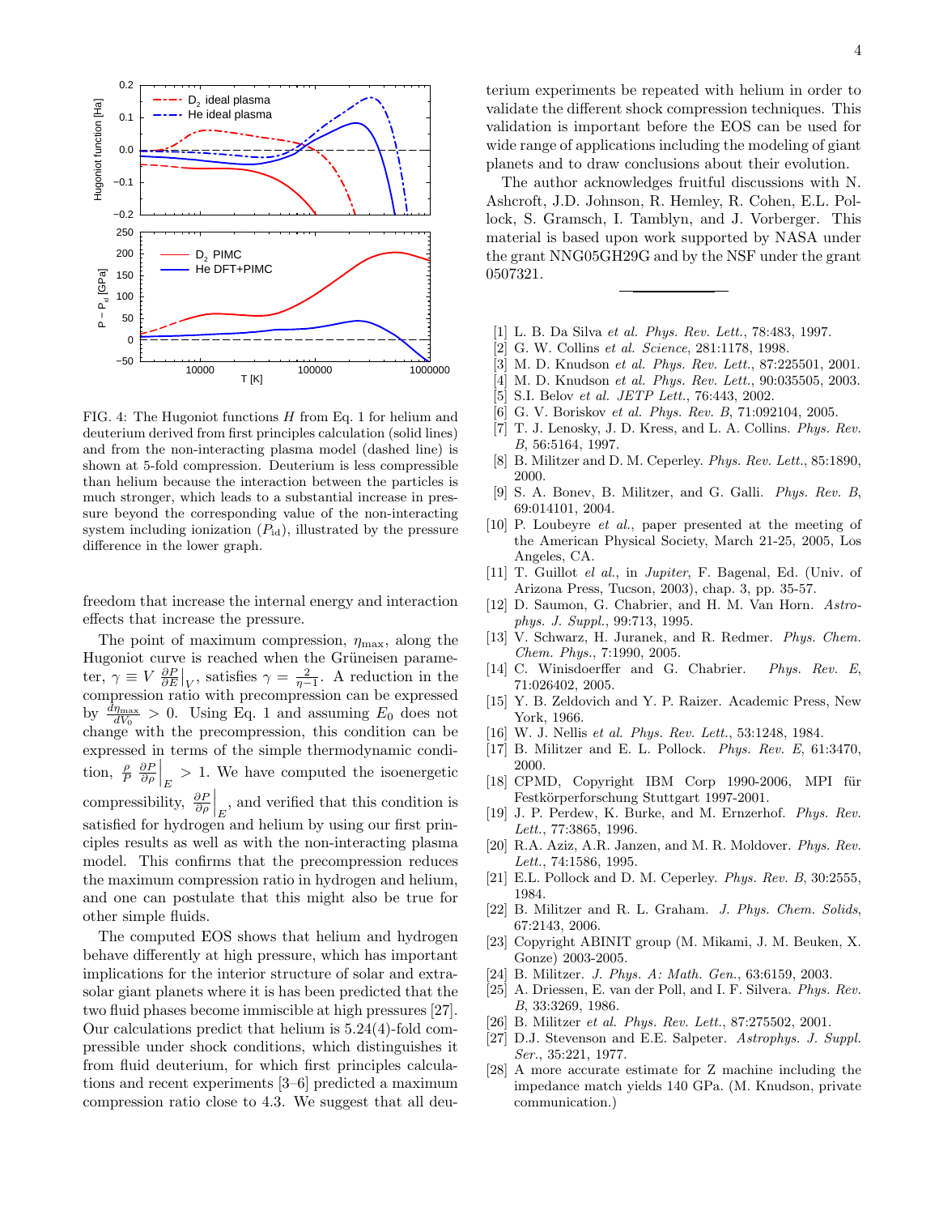Hugoniot function [Ha]

0.2
0.1
0.0
−0.1
−0.2

D$_2$ ideal plasma
He ideal plasma

P − P$_{id}$ [GPa]

250
200
150
100
50
0
−50

D$_2$ PIMC
He DFT+PIMC

10000
100000
1000000
T [K]

FIG. 4: The Hugoniot functions $H$ from Eq. 1 for helium and deuterium derived from first principles calculation (solid lines) and from the non-interacting plasma model (dashed line) is shown at 5-fold compression. Deuterium is less compressible than helium because the interaction between the particles is much stronger, which leads to a substantial increase in pressure beyond the corresponding value of the non-interacting system including ionization ($P_{\rm id}$), illustrated by the pressure difference in the lower graph.

freedom that increase the internal energy and interaction effects that increase the pressure.

The point of maximum compression, $\eta_{\rm max}$, along the Hugoniot curve is reached when the Grüneisen parameter, $\gamma \equiv V \left.\frac{\partial P}{\partial E}\right|_V$, satisfies $\gamma = \frac{2}{\eta - 1}$. A reduction in the compression ratio with precompression can be expressed by $\frac{d\eta_{\rm max}}{dV_0} > 0$. Using Eq. 1 and assuming $E_0$ does not change with the precompression, this condition can be expressed in terms of the simple thermodynamic condition, $\frac{\rho}{P} \left.\frac{\partial P}{\partial \rho}\right|_E > 1$. We have computed the isoenergetic compressibility, $\left.\frac{\partial P}{\partial \rho}\right|_E$, and verified that this condition is satisfied for hydrogen and helium by using our first principles results as well as with the non-interacting plasma model. This confirms that the precompression reduces the maximum compression ratio in hydrogen and helium, and one can postulate that this might also be true for other simple fluids.

The computed EOS shows that helium and hydrogen behave differently at high pressure, which has important implications for the interior structure of solar and extrasolar giant planets where it is has been predicted that the two fluid phases become immiscible at high pressures [27]. Our calculations predict that helium is 5.24(4)-fold compressible under shock conditions, which distinguishes it from fluid deuterium, for which first principles calculations and recent experiments [3–6] predicted a maximum compression ratio close to 4.3. We suggest that all deuterium experiments be repeated with helium in order to validate the different shock compression techniques. This validation is important before the EOS can be used for wide range of applications including the modeling of giant planets and to draw conclusions about their evolution.

The author acknowledges fruitful discussions with N. Ashcroft, J.D. Johnson, R. Hemley, R. Cohen, E.L. Pollock, S. Gramsch, I. Tamblyn, and J. Vorberger. This material is based upon work supported by NASA under the grant NNG05GH29G and by the NSF under the grant 0507321.

---

[1] L. B. Da Silva *et al.* *Phys. Rev. Lett.*, 78:483, 1997.
[2] G. W. Collins *et al.* *Science*, 281:1178, 1998.
[3] M. D. Knudson *et al.* *Phys. Rev. Lett.*, 87:225501, 2001.
[4] M. D. Knudson *et al.* *Phys. Rev. Lett.*, 90:035505, 2003.
[5] S.I. Belov *et al.* *JETP Lett.*, 76:443, 2002.
[6] G. V. Boriskov *et al.* *Phys. Rev. B*, 71:092104, 2005.
[7] T. J. Lenosky, J. D. Kress, and L. A. Collins. *Phys. Rev. B*, 56:5164, 1997.
[8] B. Militzer and D. M. Ceperley. *Phys. Rev. Lett.*, 85:1890, 2000.
[9] S. A. Bonev, B. Militzer, and G. Galli. *Phys. Rev. B*, 69:014101, 2004.
[10] P. Loubeyre *et al.*, paper presented at the meeting of the American Physical Society, March 21-25, 2005, Los Angeles, CA.
[11] T. Guillot *el al.*, in *Jupiter*, F. Bagenal, Ed. (Univ. of Arizona Press, Tucson, 2003), chap. 3, pp. 35-57.
[12] D. Saumon, G. Chabrier, and H. M. Van Horn. *Astrophys. J. Suppl.*, 99:713, 1995.
[13] V. Schwarz, H. Juranek, and R. Redmer. *Phys. Chem. Chem. Phys.*, 7:1990, 2005.
[14] C. Winisdoerffer and G. Chabrier. *Phys. Rev. E*, 71:026402, 2005.
[15] Y. B. Zeldovich and Y. P. Raizer. Academic Press, New York, 1966.
[16] W. J. Nellis *et al.* *Phys. Rev. Lett.*, 53:1248, 1984.
[17] B. Militzer and E. L. Pollock. *Phys. Rev. E*, 61:3470, 2000.
[18] CPMD, Copyright IBM Corp 1990-2006, MPI für Festkörperforschung Stuttgart 1997-2001.
[19] J. P. Perdew, K. Burke, and M. Ernzerhof. *Phys. Rev. Lett.*, 77:3865, 1996.
[20] R.A. Aziz, A.R. Janzen, and M. R. Moldover. *Phys. Rev. Lett.*, 74:1586, 1995.
[21] E.L. Pollock and D. M. Ceperley. *Phys. Rev. B*, 30:2555, 1984.
[22] B. Militzer and R. L. Graham. *J. Phys. Chem. Solids*, 67:2143, 2006.
[23] Copyright ABINIT group (M. Mikami, J. M. Beuken, X. Gonze) 2003-2005.
[24] B. Militzer. *J. Phys. A: Math. Gen.*, 63:6159, 2003.
[25] A. Driessen, E. van der Poll, and I. F. Silvera. *Phys. Rev. B*, 33:3269, 1986.
[26] B. Militzer *et al.* *Phys. Rev. Lett.*, 87:275502, 2001.
[27] D.J. Stevenson and E.E. Salpeter. *Astrophys. J. Suppl. Ser.*, 35:221, 1977.
[28] A more accurate estimate for Z machine including the impedance match yields 140 GPa. (M. Knudson, private communication.)